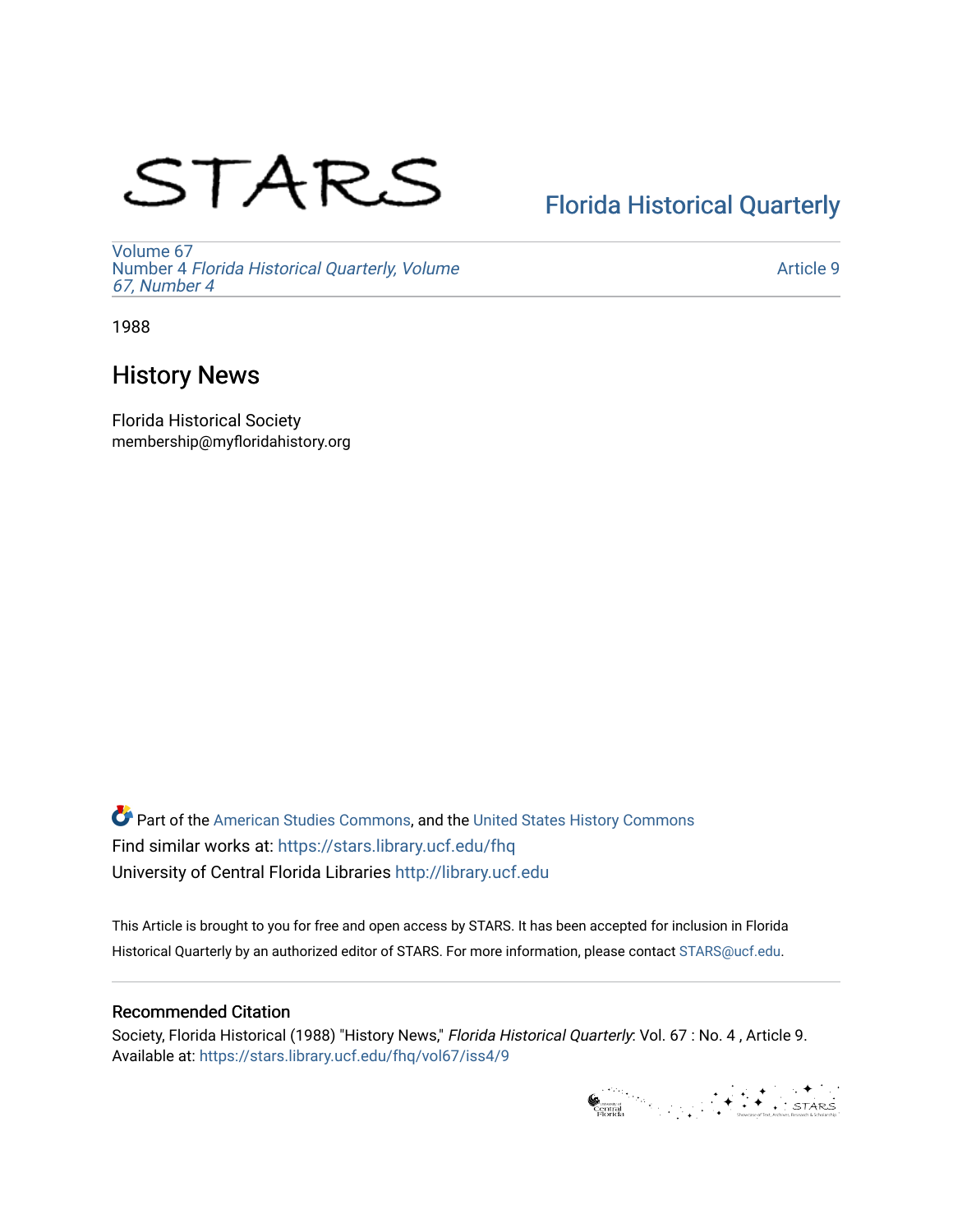STARS

[Florida Historical Quarterly](https://stars.library.ucf.edu/fhq)

Volume 67
Number 4 *Florida Historical Quarterly, Volume 67, Number 4*

Article 9

1988

# History News

Florida Historical Society
membership@myfloridahistory.org

Part of the American Studies Commons, and the United States History Commons
Find similar works at: https://stars.library.ucf.edu/fhq
University of Central Florida Libraries http://library.ucf.edu

This Article is brought to you for free and open access by STARS. It has been accepted for inclusion in Florida Historical Quarterly by an authorized editor of STARS. For more information, please contact STARS@ucf.edu.

## Recommended Citation

Society, Florida Historical (1988) "History News," *Florida Historical Quarterly*: Vol. 67 : No. 4 , Article 9.
Available at: https://stars.library.ucf.edu/fhq/vol67/iss4/9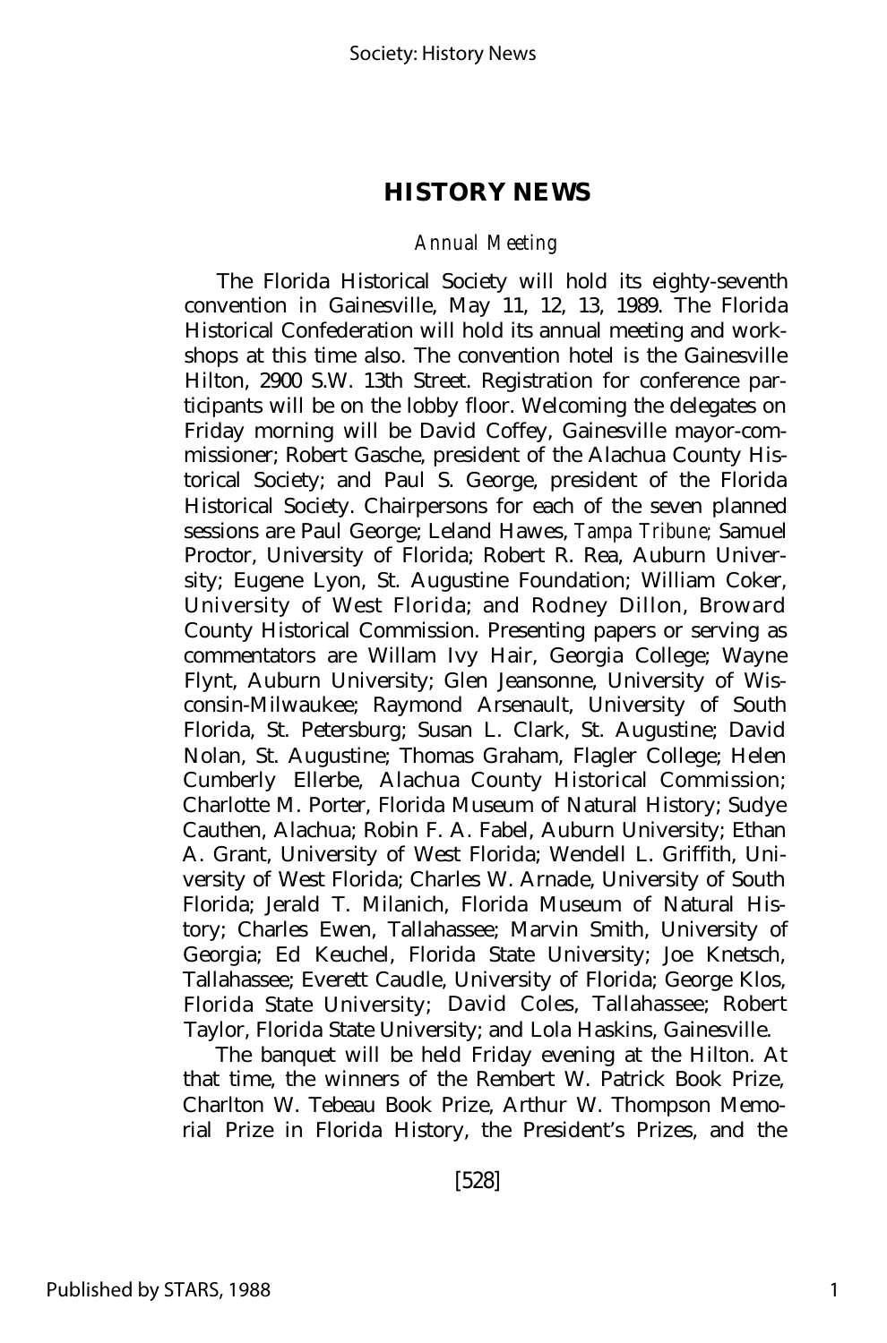## HISTORY NEWS

### *Annual Meeting*

The Florida Historical Society will hold its eighty-seventh convention in Gainesville, May 11, 12, 13, 1989. The Florida Historical Confederation will hold its annual meeting and workshops at this time also. The convention hotel is the Gainesville Hilton, 2900 S.W. 13th Street. Registration for conference participants will be on the lobby floor. Welcoming the delegates on Friday morning will be David Coffey, Gainesville mayor-commissioner; Robert Gasche, president of the Alachua County Historical Society; and Paul S. George, president of the Florida Historical Society. Chairpersons for each of the seven planned sessions are Paul George; Leland Hawes, *Tampa Tribune;* Samuel Proctor, University of Florida; Robert R. Rea, Auburn University; Eugene Lyon, St. Augustine Foundation; William Coker, University of West Florida; and Rodney Dillon, Broward County Historical Commission. Presenting papers or serving as commentators are Willam Ivy Hair, Georgia College; Wayne Flynt, Auburn University; Glen Jeansonne, University of Wisconsin-Milwaukee; Raymond Arsenault, University of South Florida, St. Petersburg; Susan L. Clark, St. Augustine; David Nolan, St. Augustine; Thomas Graham, Flagler College; Helen Cumberly Ellerbe, Alachua County Historical Commission; Charlotte M. Porter, Florida Museum of Natural History; Sudye Cauthen, Alachua; Robin F. A. Fabel, Auburn University; Ethan A. Grant, University of West Florida; Wendell L. Griffith, University of West Florida; Charles W. Arnade, University of South Florida; Jerald T. Milanich, Florida Museum of Natural History; Charles Ewen, Tallahassee; Marvin Smith, University of Georgia; Ed Keuchel, Florida State University; Joe Knetsch, Tallahassee; Everett Caudle, University of Florida; George Klos, Florida State University; David Coles, Tallahassee; Robert Taylor, Florida State University; and Lola Haskins, Gainesville.

The banquet will be held Friday evening at the Hilton. At that time, the winners of the Rembert W. Patrick Book Prize, Charlton W. Tebeau Book Prize, Arthur W. Thompson Memorial Prize in Florida History, the President's Prizes, and the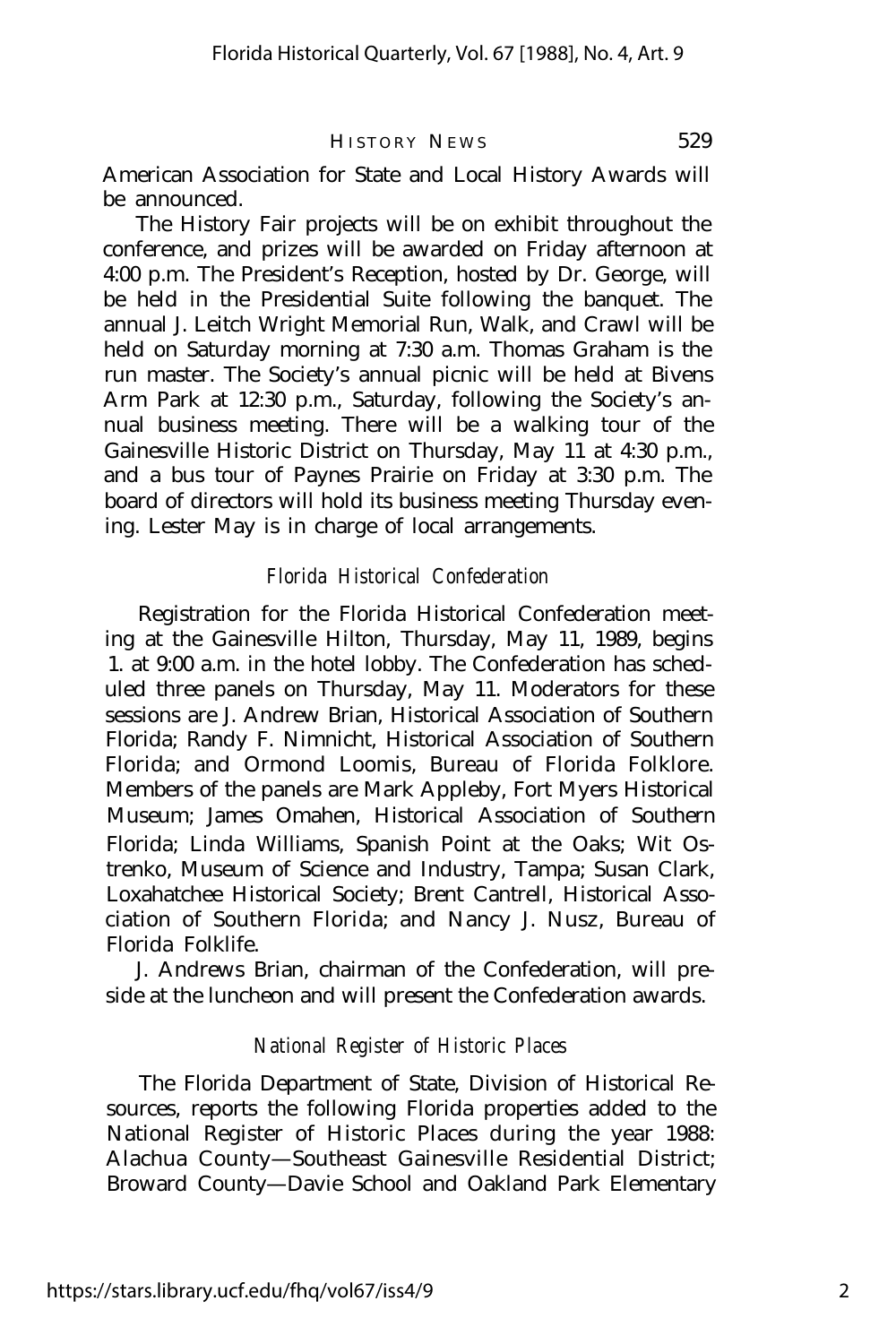American Association for State and Local History Awards will be announced.

The History Fair projects will be on exhibit throughout the conference, and prizes will be awarded on Friday afternoon at 4:00 p.m. The President's Reception, hosted by Dr. George, will be held in the Presidential Suite following the banquet. The annual J. Leitch Wright Memorial Run, Walk, and Crawl will be held on Saturday morning at 7:30 a.m. Thomas Graham is the run master. The Society's annual picnic will be held at Bivens Arm Park at 12:30 p.m., Saturday, following the Society's annual business meeting. There will be a walking tour of the Gainesville Historic District on Thursday, May 11 at 4:30 p.m., and a bus tour of Paynes Prairie on Friday at 3:30 p.m. The board of directors will hold its business meeting Thursday evening. Lester May is in charge of local arrangements.

### *Florida Historical Confederation*

Registration for the Florida Historical Confederation meeting at the Gainesville Hilton, Thursday, May 11, 1989, begins 1. at 9:00 a.m. in the hotel lobby. The Confederation has scheduled three panels on Thursday, May 11. Moderators for these sessions are J. Andrew Brian, Historical Association of Southern Florida; Randy F. Nimnicht, Historical Association of Southern Florida; and Ormond Loomis, Bureau of Florida Folklore. Members of the panels are Mark Appleby, Fort Myers Historical Museum; James Omahen, Historical Association of Southern Florida; Linda Williams, Spanish Point at the Oaks; Wit Ostrenko, Museum of Science and Industry, Tampa; Susan Clark, Loxahatchee Historical Society; Brent Cantrell, Historical Association of Southern Florida; and Nancy J. Nusz, Bureau of Florida Folklife.

J. Andrews Brian, chairman of the Confederation, will preside at the luncheon and will present the Confederation awards.

### *National Register of Historic Places*

The Florida Department of State, Division of Historical Resources, reports the following Florida properties added to the National Register of Historic Places during the year 1988: Alachua County—Southeast Gainesville Residential District; Broward County—Davie School and Oakland Park Elementary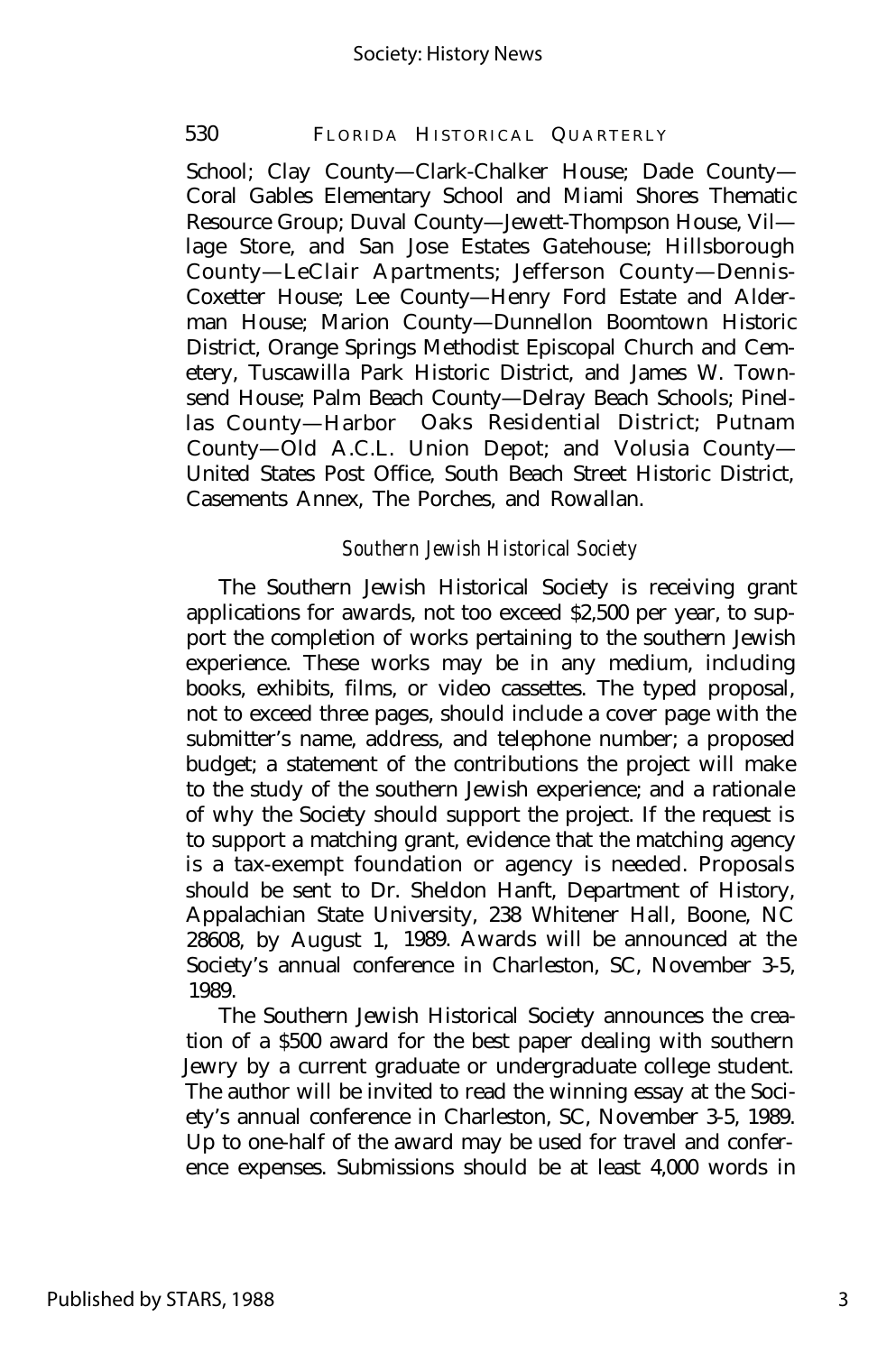School; Clay County—Clark-Chalker House; Dade County—Coral Gables Elementary School and Miami Shores Thematic Resource Group; Duval County—Jewett-Thompson House, Village Store, and San Jose Estates Gatehouse; Hillsborough County—LeClair Apartments; Jefferson County—Dennis-Coxetter House; Lee County—Henry Ford Estate and Alderman House; Marion County—Dunnellon Boomtown Historic District, Orange Springs Methodist Episcopal Church and Cemetery, Tuscawilla Park Historic District, and James W. Townsend House; Palm Beach County—Delray Beach Schools; Pinellas County—Harbor Oaks Residential District; Putnam County—Old A.C.L. Union Depot; and Volusia County—United States Post Office, South Beach Street Historic District, Casements Annex, The Porches, and Rowallan.

### *Southern Jewish Historical Society*

The Southern Jewish Historical Society is receiving grant applications for awards, not too exceed $2,500 per year, to support the completion of works pertaining to the southern Jewish experience. These works may be in any medium, including books, exhibits, films, or video cassettes. The typed proposal, not to exceed three pages, should include a cover page with the submitter's name, address, and telephone number; a proposed budget; a statement of the contributions the project will make to the study of the southern Jewish experience; and a rationale of why the Society should support the project. If the request is to support a matching grant, evidence that the matching agency is a tax-exempt foundation or agency is needed. Proposals should be sent to Dr. Sheldon Hanft, Department of History, Appalachian State University, 238 Whitener Hall, Boone, NC 28608, by August 1, 1989. Awards will be announced at the Society's annual conference in Charleston, SC, November 3-5, 1989.

The Southern Jewish Historical Society announces the creation of a $500 award for the best paper dealing with southern Jewry by a current graduate or undergraduate college student. The author will be invited to read the winning essay at the Society's annual conference in Charleston, SC, November 3-5, 1989. Up to one-half of the award may be used for travel and conference expenses. Submissions should be at least 4,000 words in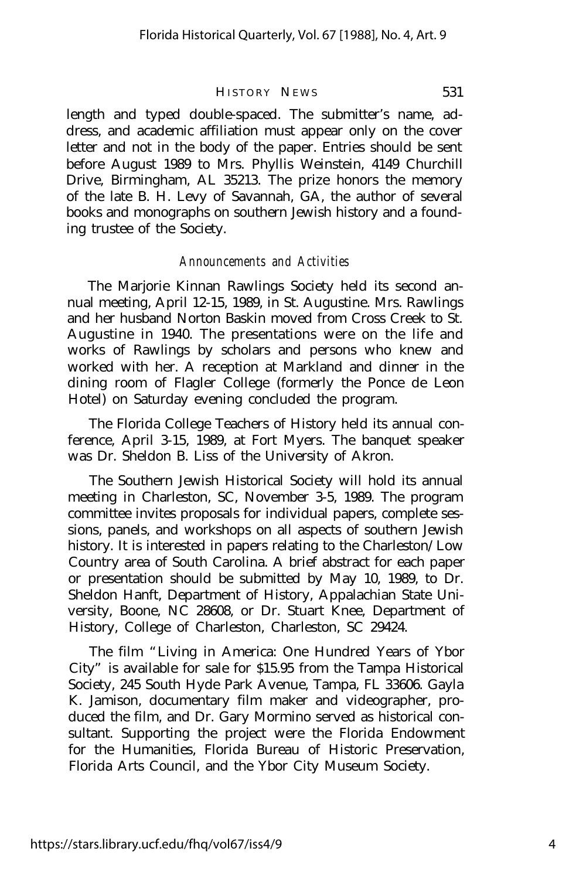length and typed double-spaced. The submitter's name, address, and academic affiliation must appear only on the cover letter and not in the body of the paper. Entries should be sent before August 1989 to Mrs. Phyllis Weinstein, 4149 Churchill Drive, Birmingham, AL 35213. The prize honors the memory of the late B. H. Levy of Savannah, GA, the author of several books and monographs on southern Jewish history and a founding trustee of the Society.

### *Announcements and Activities*

The Marjorie Kinnan Rawlings Society held its second annual meeting, April 12-15, 1989, in St. Augustine. Mrs. Rawlings and her husband Norton Baskin moved from Cross Creek to St. Augustine in 1940. The presentations were on the life and works of Rawlings by scholars and persons who knew and worked with her. A reception at Markland and dinner in the dining room of Flagler College (formerly the Ponce de Leon Hotel) on Saturday evening concluded the program.

The Florida College Teachers of History held its annual conference, April 3-15, 1989, at Fort Myers. The banquet speaker was Dr. Sheldon B. Liss of the University of Akron.

The Southern Jewish Historical Society will hold its annual meeting in Charleston, SC, November 3-5, 1989. The program committee invites proposals for individual papers, complete sessions, panels, and workshops on all aspects of southern Jewish history. It is interested in papers relating to the Charleston/Low Country area of South Carolina. A brief abstract for each paper or presentation should be submitted by May 10, 1989, to Dr. Sheldon Hanft, Department of History, Appalachian State University, Boone, NC 28608, or Dr. Stuart Knee, Department of History, College of Charleston, Charleston, SC 29424.

The film "Living in America: One Hundred Years of Ybor City" is available for sale for $15.95 from the Tampa Historical Society, 245 South Hyde Park Avenue, Tampa, FL 33606. Gayla K. Jamison, documentary film maker and videographer, produced the film, and Dr. Gary Mormino served as historical consultant. Supporting the project were the Florida Endowment for the Humanities, Florida Bureau of Historic Preservation, Florida Arts Council, and the Ybor City Museum Society.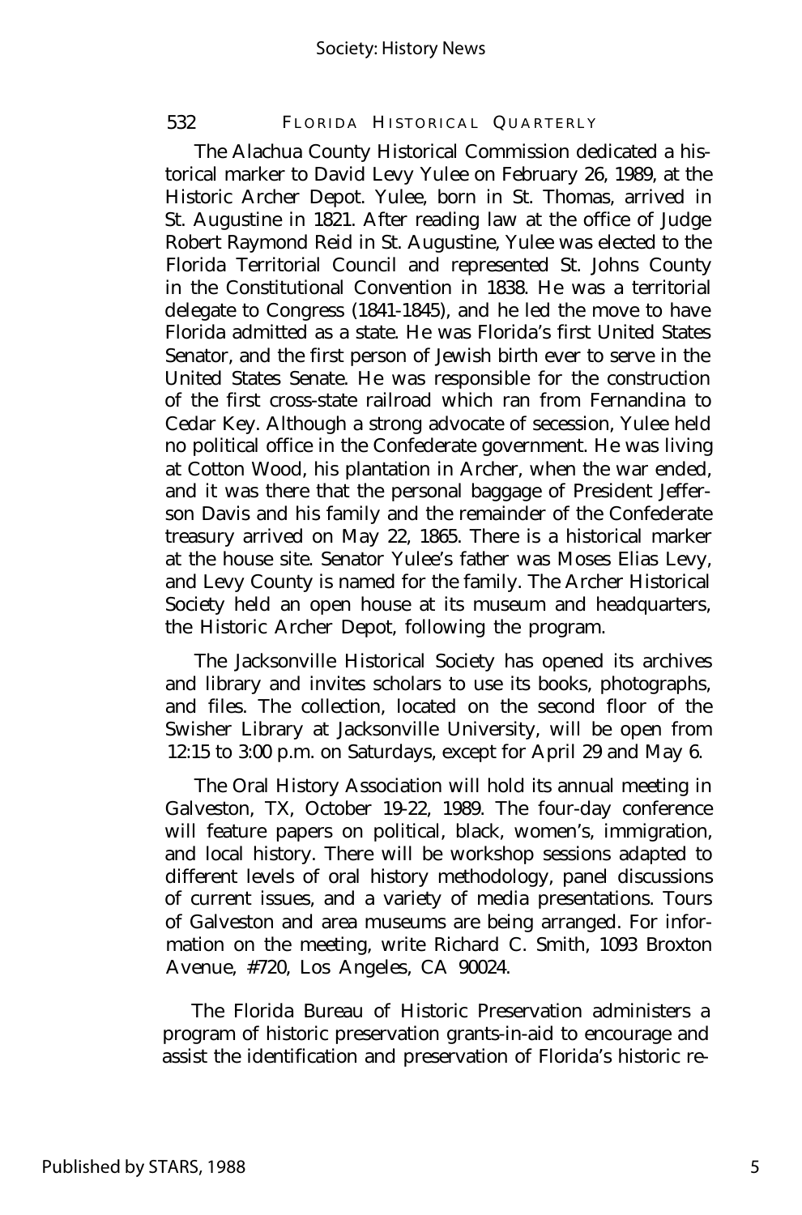The Alachua County Historical Commission dedicated a historical marker to David Levy Yulee on February 26, 1989, at the Historic Archer Depot. Yulee, born in St. Thomas, arrived in St. Augustine in 1821. After reading law at the office of Judge Robert Raymond Reid in St. Augustine, Yulee was elected to the Florida Territorial Council and represented St. Johns County in the Constitutional Convention in 1838. He was a territorial delegate to Congress (1841-1845), and he led the move to have Florida admitted as a state. He was Florida's first United States Senator, and the first person of Jewish birth ever to serve in the United States Senate. He was responsible for the construction of the first cross-state railroad which ran from Fernandina to Cedar Key. Although a strong advocate of secession, Yulee held no political office in the Confederate government. He was living at Cotton Wood, his plantation in Archer, when the war ended, and it was there that the personal baggage of President Jefferson Davis and his family and the remainder of the Confederate treasury arrived on May 22, 1865. There is a historical marker at the house site. Senator Yulee's father was Moses Elias Levy, and Levy County is named for the family. The Archer Historical Society held an open house at its museum and headquarters, the Historic Archer Depot, following the program.

The Jacksonville Historical Society has opened its archives and library and invites scholars to use its books, photographs, and files. The collection, located on the second floor of the Swisher Library at Jacksonville University, will be open from 12:15 to 3:00 p.m. on Saturdays, except for April 29 and May 6.

The Oral History Association will hold its annual meeting in Galveston, TX, October 19-22, 1989. The four-day conference will feature papers on political, black, women's, immigration, and local history. There will be workshop sessions adapted to different levels of oral history methodology, panel discussions of current issues, and a variety of media presentations. Tours of Galveston and area museums are being arranged. For information on the meeting, write Richard C. Smith, 1093 Broxton Avenue, #720, Los Angeles, CA 90024.

The Florida Bureau of Historic Preservation administers a program of historic preservation grants-in-aid to encourage and assist the identification and preservation of Florida's historic re-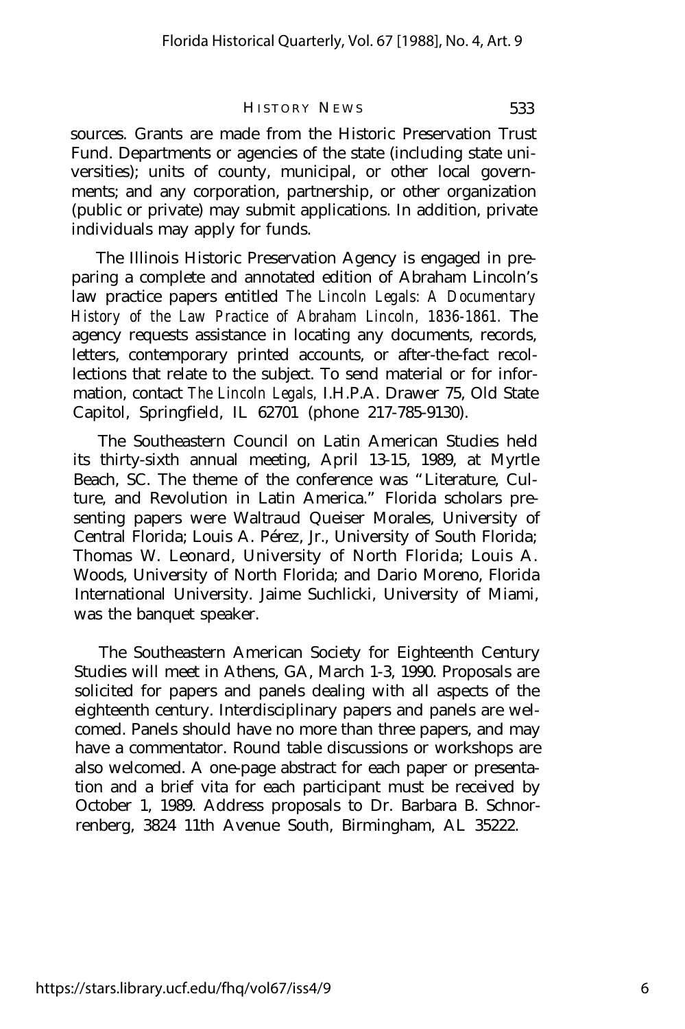sources. Grants are made from the Historic Preservation Trust Fund. Departments or agencies of the state (including state universities); units of county, municipal, or other local governments; and any corporation, partnership, or other organization (public or private) may submit applications. In addition, private individuals may apply for funds.

The Illinois Historic Preservation Agency is engaged in preparing a complete and annotated edition of Abraham Lincoln's law practice papers entitled *The Lincoln Legals: A Documentary History of the Law Practice of Abraham Lincoln, 1836-1861.* The agency requests assistance in locating any documents, records, letters, contemporary printed accounts, or after-the-fact recollections that relate to the subject. To send material or for information, contact *The Lincoln Legals,* I.H.P.A. Drawer 75, Old State Capitol, Springfield, IL 62701 (phone 217-785-9130).

The Southeastern Council on Latin American Studies held its thirty-sixth annual meeting, April 13-15, 1989, at Myrtle Beach, SC. The theme of the conference was "Literature, Culture, and Revolution in Latin America." Florida scholars presenting papers were Waltraud Queiser Morales, University of Central Florida; Louis A. Pérez, Jr., University of South Florida; Thomas W. Leonard, University of North Florida; Louis A. Woods, University of North Florida; and Dario Moreno, Florida International University. Jaime Suchlicki, University of Miami, was the banquet speaker.

The Southeastern American Society for Eighteenth Century Studies will meet in Athens, GA, March 1-3, 1990. Proposals are solicited for papers and panels dealing with all aspects of the eighteenth century. Interdisciplinary papers and panels are welcomed. Panels should have no more than three papers, and may have a commentator. Round table discussions or workshops are also welcomed. A one-page abstract for each paper or presentation and a brief vita for each participant must be received by October 1, 1989. Address proposals to Dr. Barbara B. Schnorrenberg, 3824 11th Avenue South, Birmingham, AL 35222.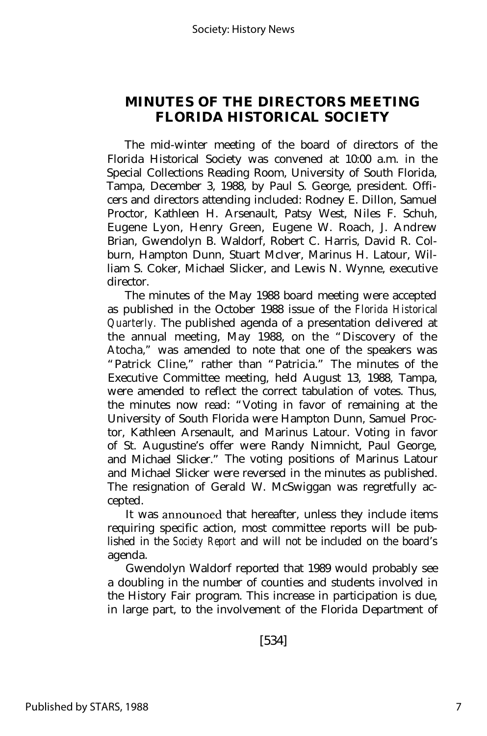## MINUTES OF THE DIRECTORS MEETING FLORIDA HISTORICAL SOCIETY

The mid-winter meeting of the board of directors of the Florida Historical Society was convened at 10:00 a.m. in the Special Collections Reading Room, University of South Florida, Tampa, December 3, 1988, by Paul S. George, president. Officers and directors attending included: Rodney E. Dillon, Samuel Proctor, Kathleen H. Arsenault, Patsy West, Niles F. Schuh, Eugene Lyon, Henry Green, Eugene W. Roach, J. Andrew Brian, Gwendolyn B. Waldorf, Robert C. Harris, David R. Colburn, Hampton Dunn, Stuart McIver, Marinus H. Latour, William S. Coker, Michael Slicker, and Lewis N. Wynne, executive director.

The minutes of the May 1988 board meeting were accepted as published in the October 1988 issue of the *Florida Historical Quarterly.* The published agenda of a presentation delivered at the annual meeting, May 1988, on the "Discovery of the *Atocha,*" was amended to note that one of the speakers was "Patrick Cline," rather than "Patricia." The minutes of the Executive Committee meeting, held August 13, 1988, Tampa, were amended to reflect the correct tabulation of votes. Thus, the minutes now read: "Voting in favor of remaining at the University of South Florida were Hampton Dunn, Samuel Proctor, Kathleen Arsenault, and Marinus Latour. Voting in favor of St. Augustine's offer were Randy Nimnicht, Paul George, and Michael Slicker." The voting positions of Marinus Latour and Michael Slicker were reversed in the minutes as published. The resignation of Gerald W. McSwiggan was regretfully accepted.

It was announced that hereafter, unless they include items requiring specific action, most committee reports will be published in the *Society Report* and will not be included on the board's agenda.

Gwendolyn Waldorf reported that 1989 would probably see a doubling in the number of counties and students involved in the History Fair program. This increase in participation is due, in large part, to the involvement of the Florida Department of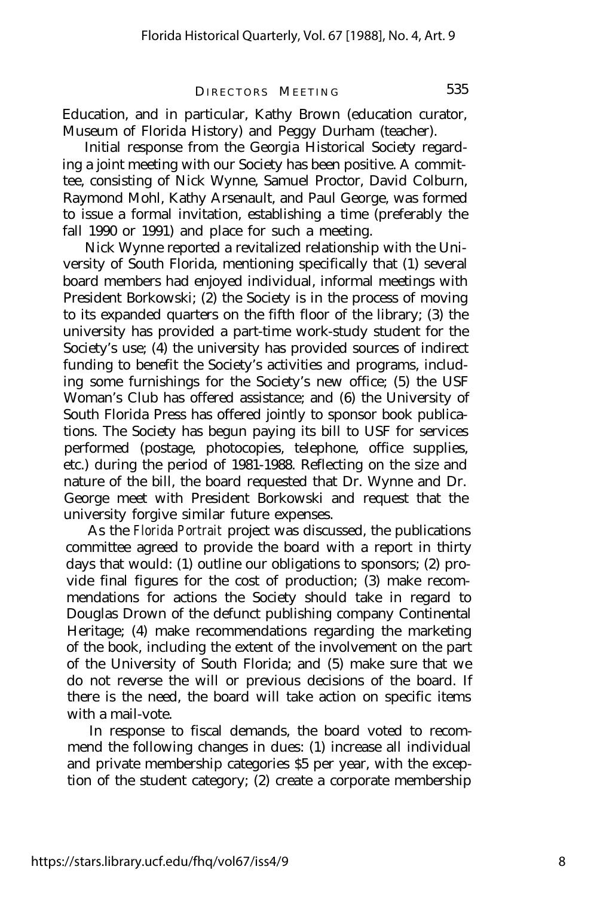Education, and in particular, Kathy Brown (education curator, Museum of Florida History) and Peggy Durham (teacher).

Initial response from the Georgia Historical Society regarding a joint meeting with our Society has been positive. A committee, consisting of Nick Wynne, Samuel Proctor, David Colburn, Raymond Mohl, Kathy Arsenault, and Paul George, was formed to issue a formal invitation, establishing a time (preferably the fall 1990 or 1991) and place for such a meeting.

Nick Wynne reported a revitalized relationship with the University of South Florida, mentioning specifically that (1) several board members had enjoyed individual, informal meetings with President Borkowski; (2) the Society is in the process of moving to its expanded quarters on the fifth floor of the library; (3) the university has provided a part-time work-study student for the Society's use; (4) the university has provided sources of indirect funding to benefit the Society's activities and programs, including some furnishings for the Society's new office; (5) the USF Woman's Club has offered assistance; and (6) the University of South Florida Press has offered jointly to sponsor book publications. The Society has begun paying its bill to USF for services performed (postage, photocopies, telephone, office supplies, etc.) during the period of 1981-1988. Reflecting on the size and nature of the bill, the board requested that Dr. Wynne and Dr. George meet with President Borkowski and request that the university forgive similar future expenses.

As the *Florida Portrait* project was discussed, the publications committee agreed to provide the board with a report in thirty days that would: (1) outline our obligations to sponsors; (2) provide final figures for the cost of production; (3) make recommendations for actions the Society should take in regard to Douglas Drown of the defunct publishing company Continental Heritage; (4) make recommendations regarding the marketing of the book, including the extent of the involvement on the part of the University of South Florida; and (5) make sure that we do not reverse the will or previous decisions of the board. If there is the need, the board will take action on specific items with a mail-vote.

In response to fiscal demands, the board voted to recommend the following changes in dues: (1) increase all individual and private membership categories $5 per year, with the exception of the student category; (2) create a corporate membership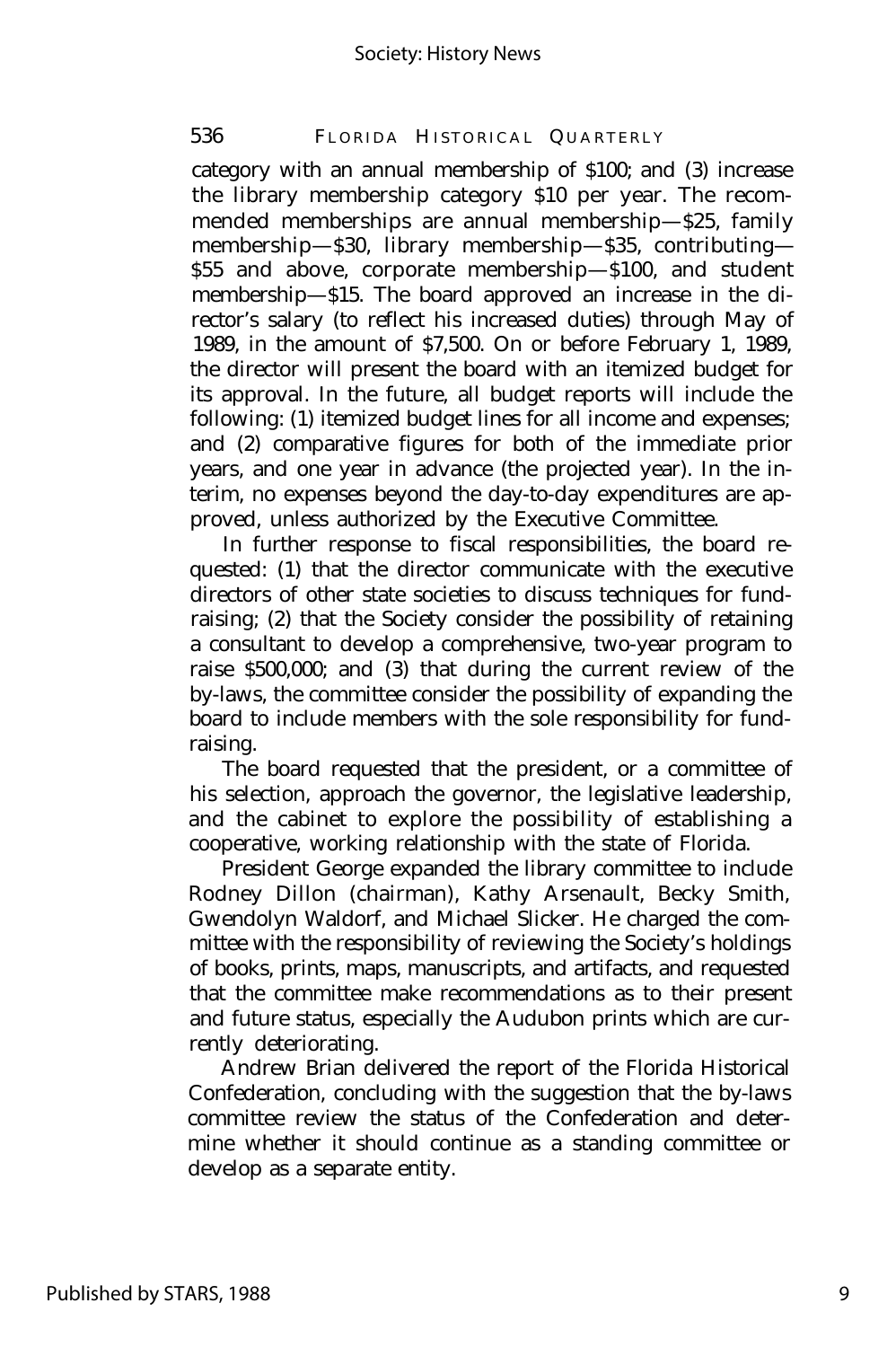category with an annual membership of $100; and (3) increase the library membership category $10 per year. The recommended memberships are annual membership—$25, family membership—$30, library membership—$35, contributing—$55 and above, corporate membership—$100, and student membership—$15. The board approved an increase in the director's salary (to reflect his increased duties) through May of 1989, in the amount of $7,500. On or before February 1, 1989, the director will present the board with an itemized budget for its approval. In the future, all budget reports will include the following: (1) itemized budget lines for all income and expenses; and (2) comparative figures for both of the immediate prior years, and one year in advance (the projected year). In the interim, no expenses beyond the day-to-day expenditures are approved, unless authorized by the Executive Committee.

In further response to fiscal responsibilities, the board requested: (1) that the director communicate with the executive directors of other state societies to discuss techniques for fundraising; (2) that the Society consider the possibility of retaining a consultant to develop a comprehensive, two-year program to raise $500,000; and (3) that during the current review of the by-laws, the committee consider the possibility of expanding the board to include members with the sole responsibility for fundraising.

The board requested that the president, or a committee of his selection, approach the governor, the legislative leadership, and the cabinet to explore the possibility of establishing a cooperative, working relationship with the state of Florida.

President George expanded the library committee to include Rodney Dillon (chairman), Kathy Arsenault, Becky Smith, Gwendolyn Waldorf, and Michael Slicker. He charged the committee with the responsibility of reviewing the Society's holdings of books, prints, maps, manuscripts, and artifacts, and requested that the committee make recommendations as to their present and future status, especially the Audubon prints which are currently deteriorating.

Andrew Brian delivered the report of the Florida Historical Confederation, concluding with the suggestion that the by-laws committee review the status of the Confederation and determine whether it should continue as a standing committee or develop as a separate entity.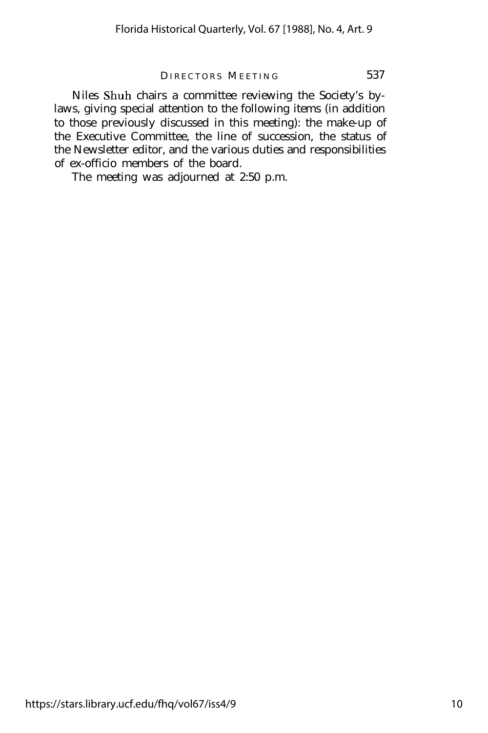Niles Shuh chairs a committee reviewing the Society's by-laws, giving special attention to the following items (in addition to those previously discussed in this meeting): the make-up of the Executive Committee, the line of succession, the status of the Newsletter editor, and the various duties and responsibilities of ex-officio members of the board.

The meeting was adjourned at 2:50 p.m.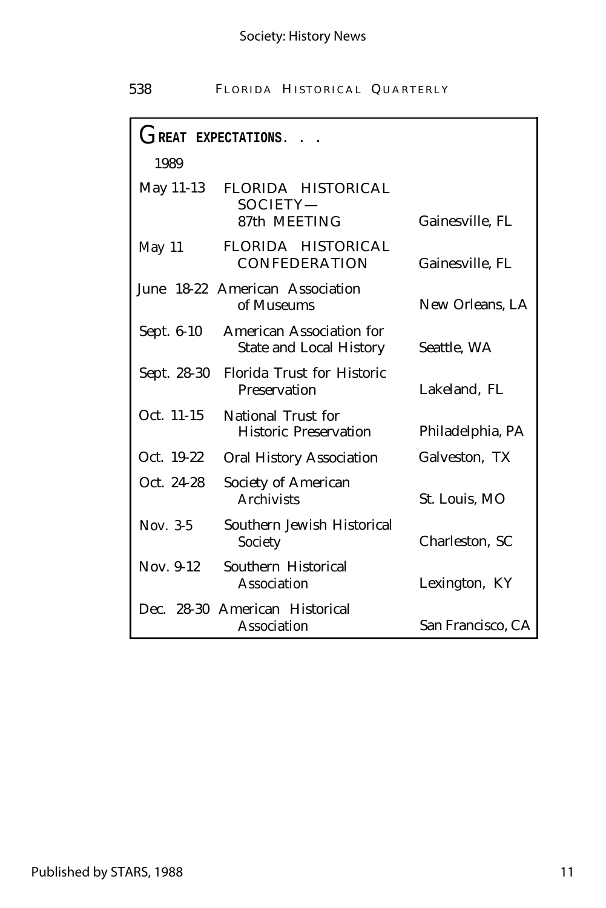## GREAT EXPECTATIONS. . .

| | | |
|---|---|---|
| 1989 | | |
| May 11-13 | FLORIDA HISTORICAL SOCIETY— 87th MEETING | Gainesville, FL |
| May 11 | FLORIDA HISTORICAL CONFEDERATION | Gainesville, FL |
| June 18-22 | American Association of Museums | New Orleans, LA |
| Sept. 6-10 | American Association for State and Local History | Seattle, WA |
| Sept. 28-30 | Florida Trust for Historic Preservation | Lakeland, FL |
| Oct. 11-15 | National Trust for Historic Preservation | Philadelphia, PA |
| Oct. 19-22 | Oral History Association | Galveston, TX |
| Oct. 24-28 | Society of American Archivists | St. Louis, MO |
| Nov. 3-5 | Southern Jewish Historical Society | Charleston, SC |
| Nov. 9-12 | Southern Historical Association | Lexington, KY |
| Dec. 28-30 | American Historical Association | San Francisco, CA |